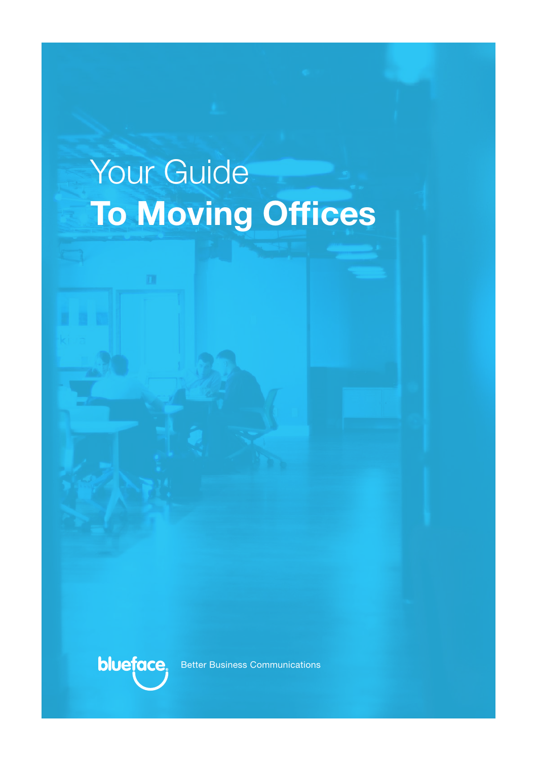# Your Guide **To Moving Offices**

blueface

Better Business Communications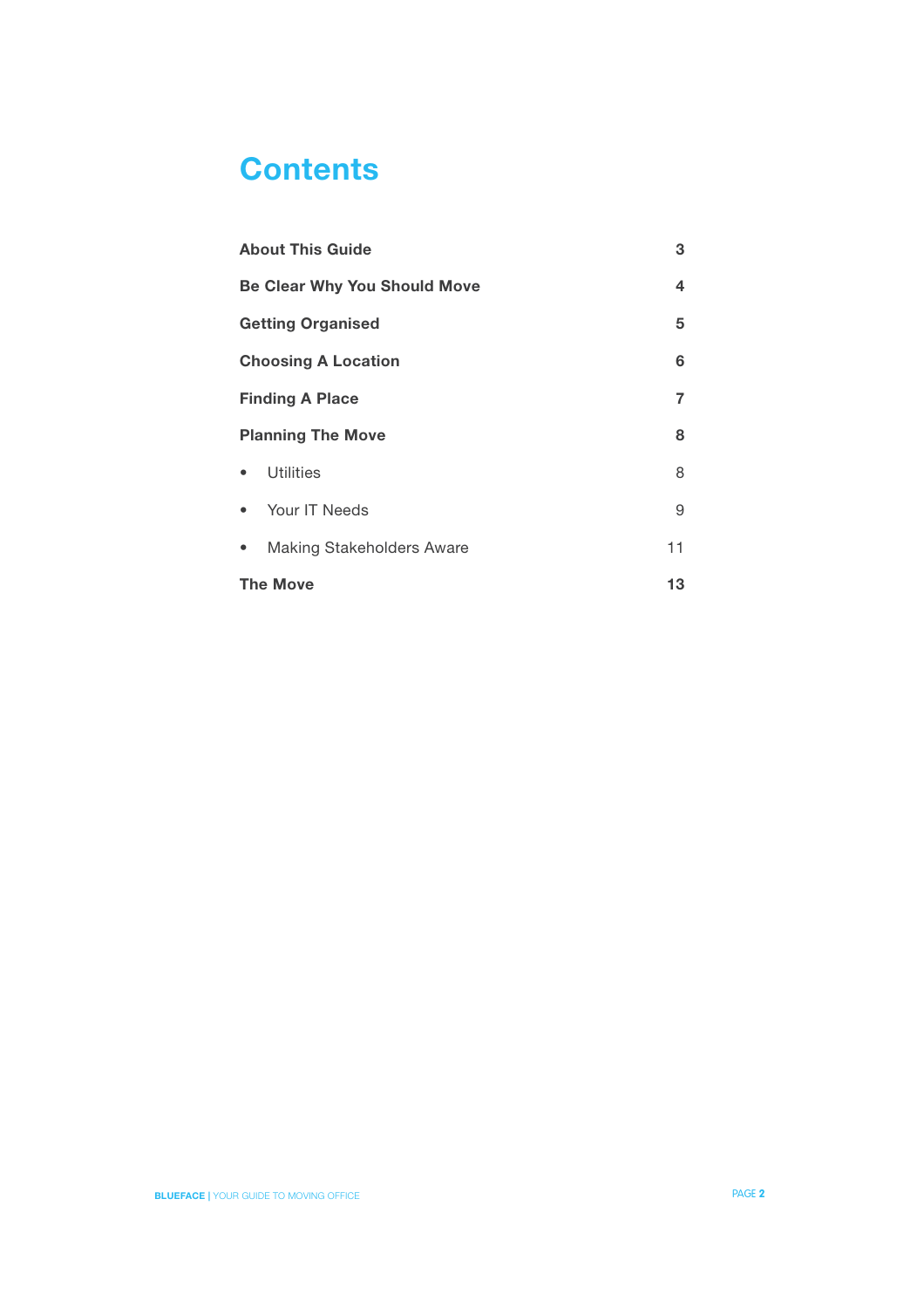# Contents

| | |
|---|---|
| **About This Guide** | **3** |
| **Be Clear Why You Should Move** | **4** |
| **Getting Organised** | **5** |
| **Choosing A Location** | **6** |
| **Finding A Place** | **7** |
| **Planning The Move** | **8** |
| • Utilities | 8 |
| • Your IT Needs | 9 |
| • Making Stakeholders Aware | 11 |
| **The Move** | **13** |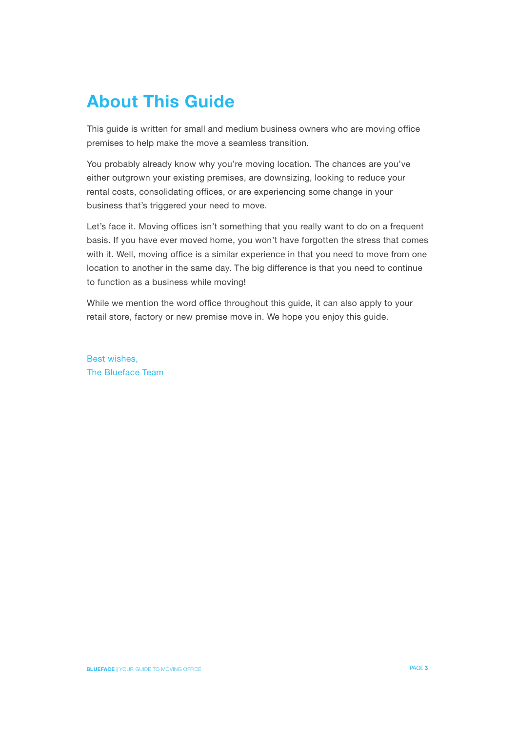# About This Guide

This guide is written for small and medium business owners who are moving office premises to help make the move a seamless transition.

You probably already know why you're moving location. The chances are you've either outgrown your existing premises, are downsizing, looking to reduce your rental costs, consolidating offices, or are experiencing some change in your business that's triggered your need to move.

Let's face it. Moving offices isn't something that you really want to do on a frequent basis. If you have ever moved home, you won't have forgotten the stress that comes with it. Well, moving office is a similar experience in that you need to move from one location to another in the same day. The big difference is that you need to continue to function as a business while moving!

While we mention the word office throughout this guide, it can also apply to your retail store, factory or new premise move in. We hope you enjoy this guide.

Best wishes,
The Blueface Team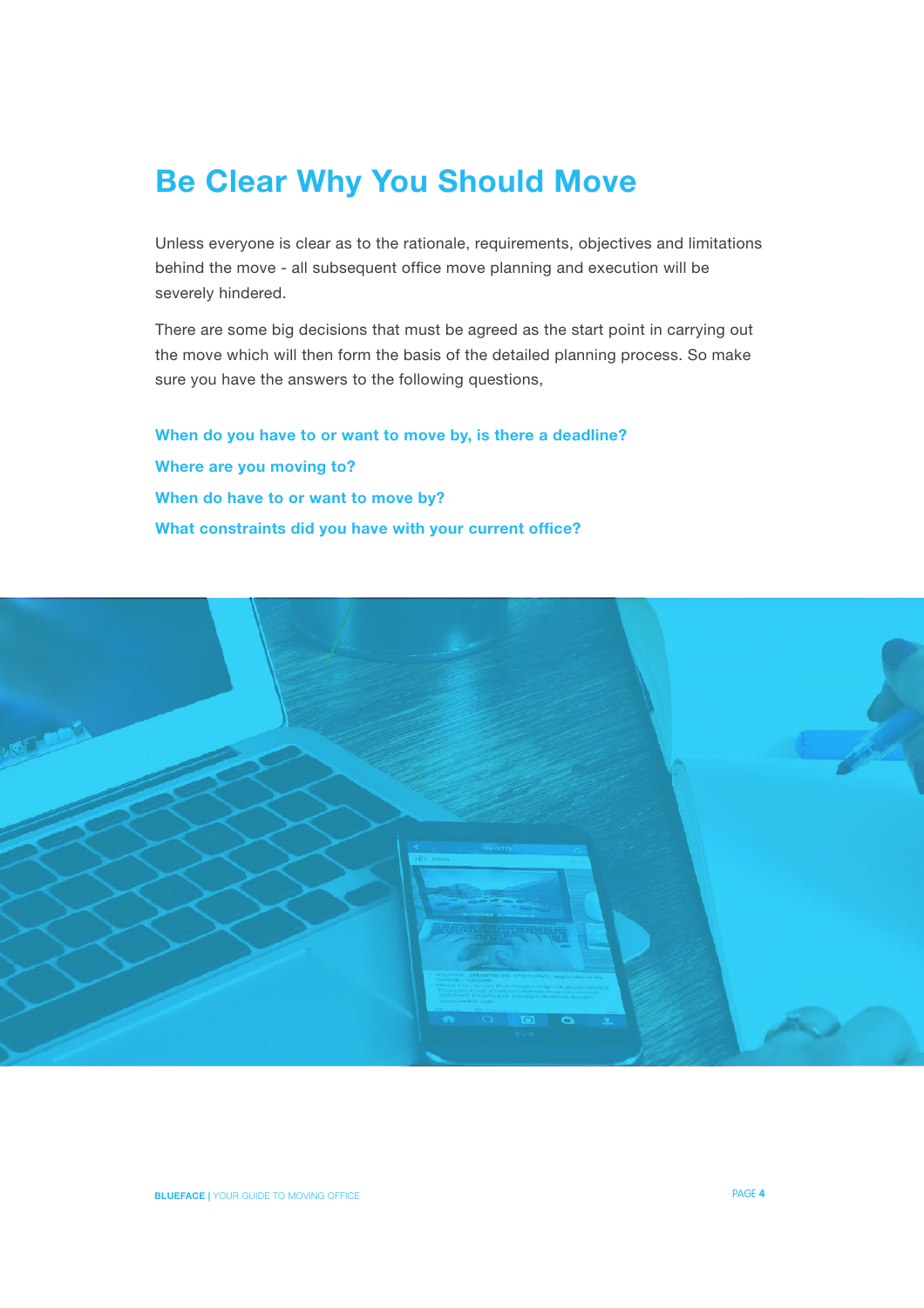# Be Clear Why You Should Move

Unless everyone is clear as to the rationale, requirements, objectives and limitations behind the move - all subsequent office move planning and execution will be severely hindered.

There are some big decisions that must be agreed as the start point in carrying out the move which will then form the basis of the detailed planning process. So make sure you have the answers to the following questions,

**When do you have to or want to move by, is there a deadline?**

**Where are you moving to?**

**When do have to or want to move by?**

**What constraints did you have with your current office?**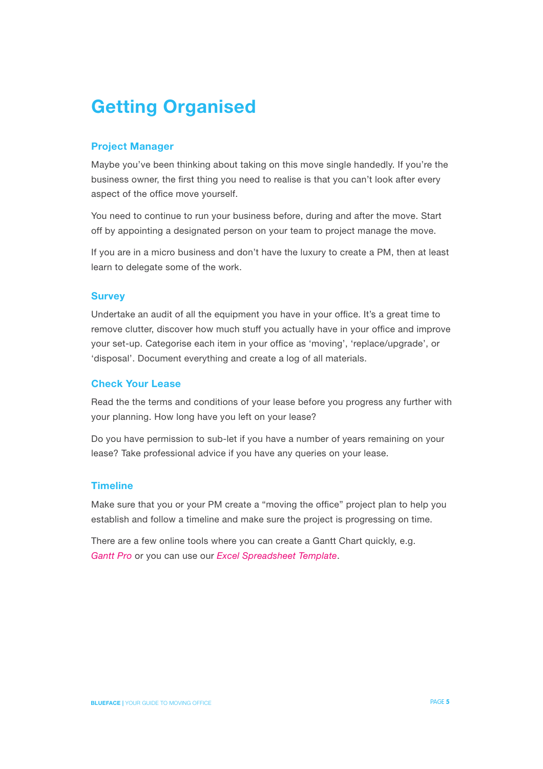# Getting Organised

## Project Manager

Maybe you've been thinking about taking on this move single handedly. If you're the business owner, the first thing you need to realise is that you can't look after every aspect of the office move yourself.

You need to continue to run your business before, during and after the move. Start off by appointing a designated person on your team to project manage the move.

If you are in a micro business and don't have the luxury to create a PM, then at least learn to delegate some of the work.

## Survey

Undertake an audit of all the equipment you have in your office. It's a great time to remove clutter, discover how much stuff you actually have in your office and improve your set-up. Categorise each item in your office as 'moving', 'replace/upgrade', or 'disposal'. Document everything and create a log of all materials.

## Check Your Lease

Read the the terms and conditions of your lease before you progress any further with your planning. How long have you left on your lease?

Do you have permission to sub-let if you have a number of years remaining on your lease? Take professional advice if you have any queries on your lease.

## Timeline

Make sure that you or your PM create a "moving the office" project plan to help you establish and follow a timeline and make sure the project is progressing on time.

There are a few online tools where you can create a Gantt Chart quickly, e.g. *Gantt Pro* or you can use our *Excel Spreadsheet Template*.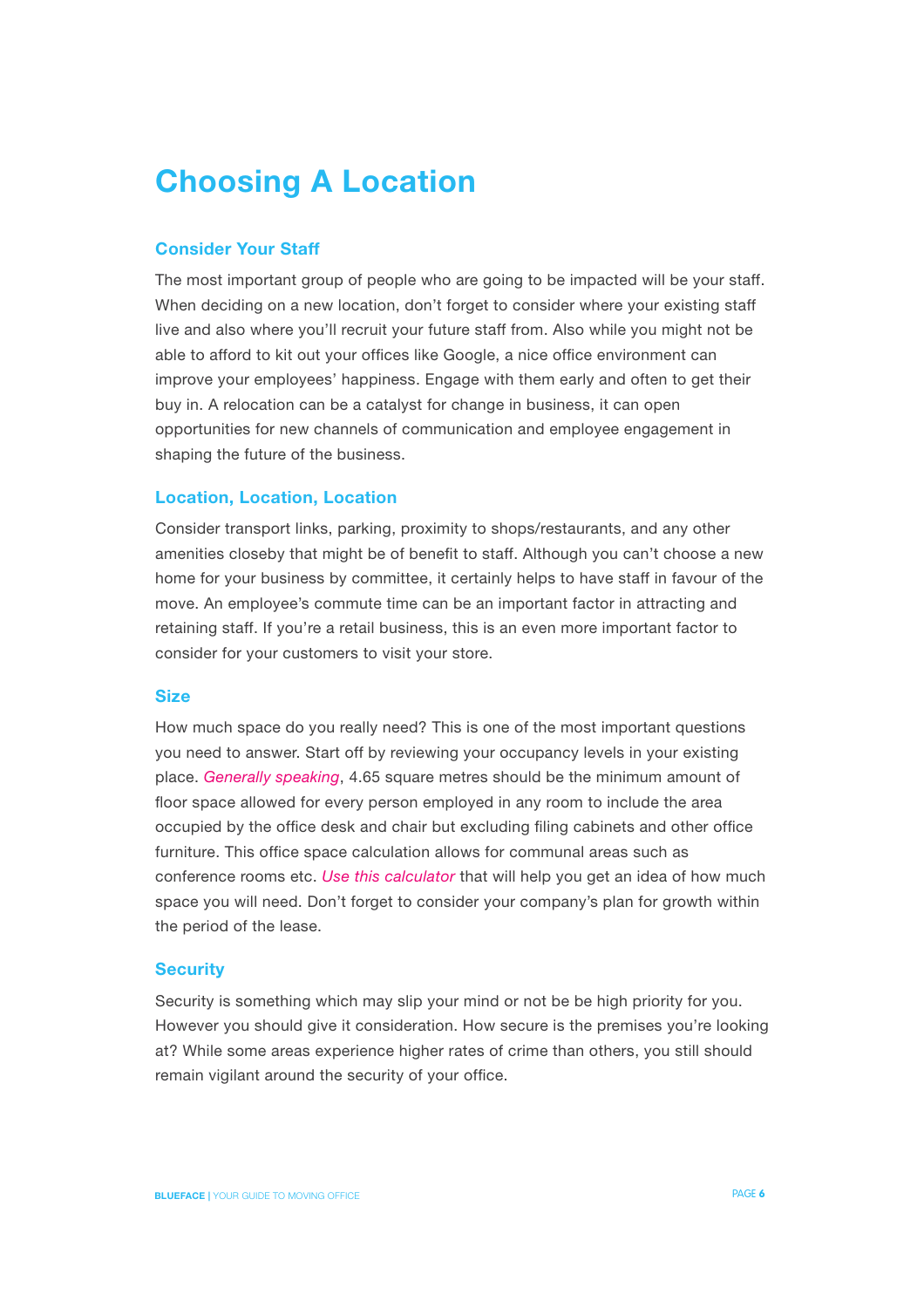# Choosing A Location

## Consider Your Staff

The most important group of people who are going to be impacted will be your staff. When deciding on a new location, don't forget to consider where your existing staff live and also where you'll recruit your future staff from. Also while you might not be able to afford to kit out your offices like Google, a nice office environment can improve your employees' happiness. Engage with them early and often to get their buy in. A relocation can be a catalyst for change in business, it can open opportunities for new channels of communication and employee engagement in shaping the future of the business.

## Location, Location, Location

Consider transport links, parking, proximity to shops/restaurants, and any other amenities closeby that might be of benefit to staff. Although you can't choose a new home for your business by committee, it certainly helps to have staff in favour of the move. An employee's commute time can be an important factor in attracting and retaining staff. If you're a retail business, this is an even more important factor to consider for your customers to visit your store.

## Size

How much space do you really need? This is one of the most important questions you need to answer. Start off by reviewing your occupancy levels in your existing place. *Generally speaking*, 4.65 square metres should be the minimum amount of floor space allowed for every person employed in any room to include the area occupied by the office desk and chair but excluding filing cabinets and other office furniture. This office space calculation allows for communal areas such as conference rooms etc. *Use this calculator* that will help you get an idea of how much space you will need. Don't forget to consider your company's plan for growth within the period of the lease.

## Security

Security is something which may slip your mind or not be be high priority for you. However you should give it consideration. How secure is the premises you're looking at? While some areas experience higher rates of crime than others, you still should remain vigilant around the security of your office.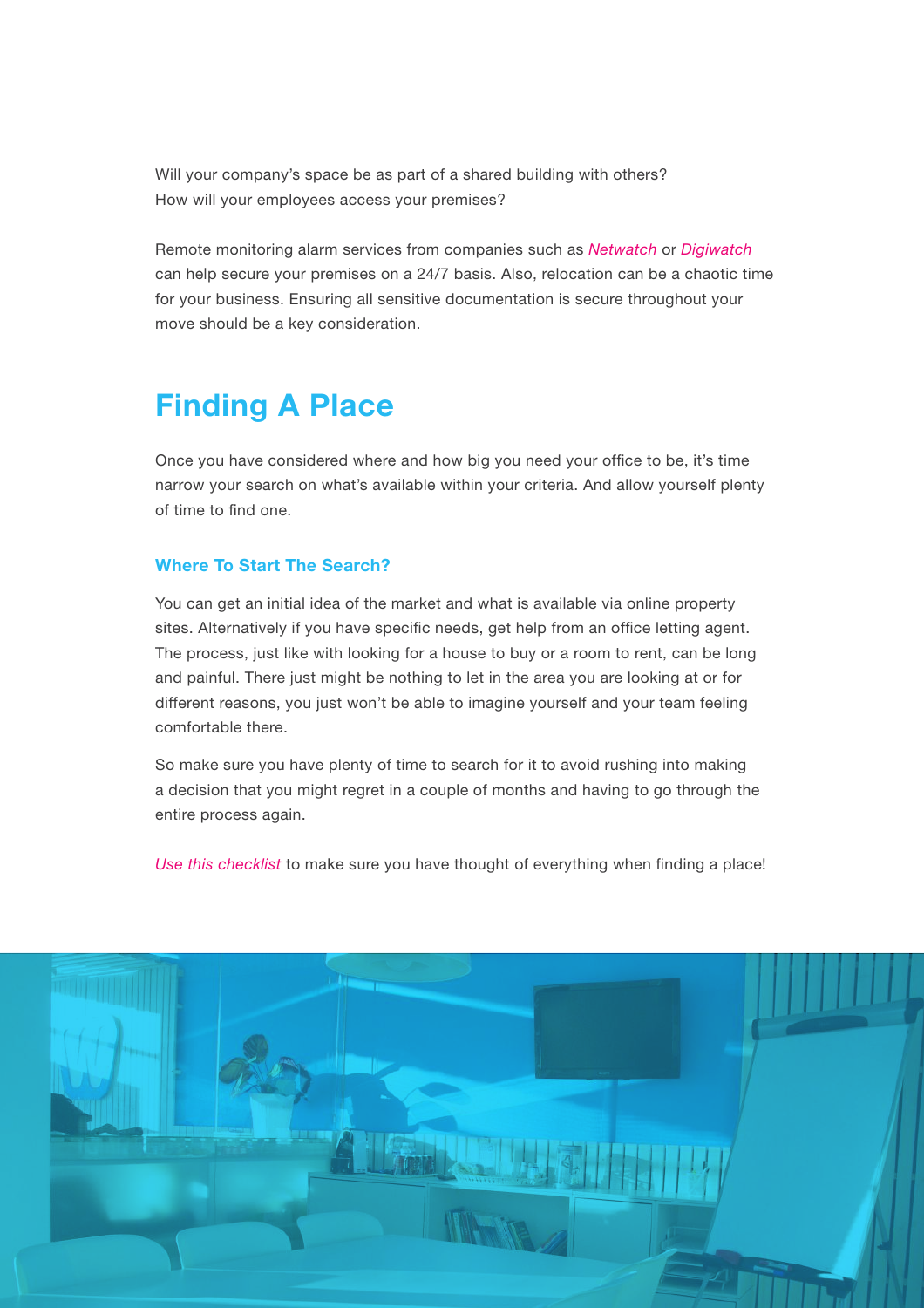Will your company's space be as part of a shared building with others?
How will your employees access your premises?

Remote monitoring alarm services from companies such as *Netwatch* or *Digiwatch* can help secure your premises on a 24/7 basis. Also, relocation can be a chaotic time for your business. Ensuring all sensitive documentation is secure throughout your move should be a key consideration.

## Finding A Place

Once you have considered where and how big you need your office to be, it's time narrow your search on what's available within your criteria. And allow yourself plenty of time to find one.

### Where To Start The Search?

You can get an initial idea of the market and what is available via online property sites. Alternatively if you have specific needs, get help from an office letting agent. The process, just like with looking for a house to buy or a room to rent, can be long and painful. There just might be nothing to let in the area you are looking at or for different reasons, you just won't be able to imagine yourself and your team feeling comfortable there.

So make sure you have plenty of time to search for it to avoid rushing into making a decision that you might regret in a couple of months and having to go through the entire process again.

*Use this checklist* to make sure you have thought of everything when finding a place!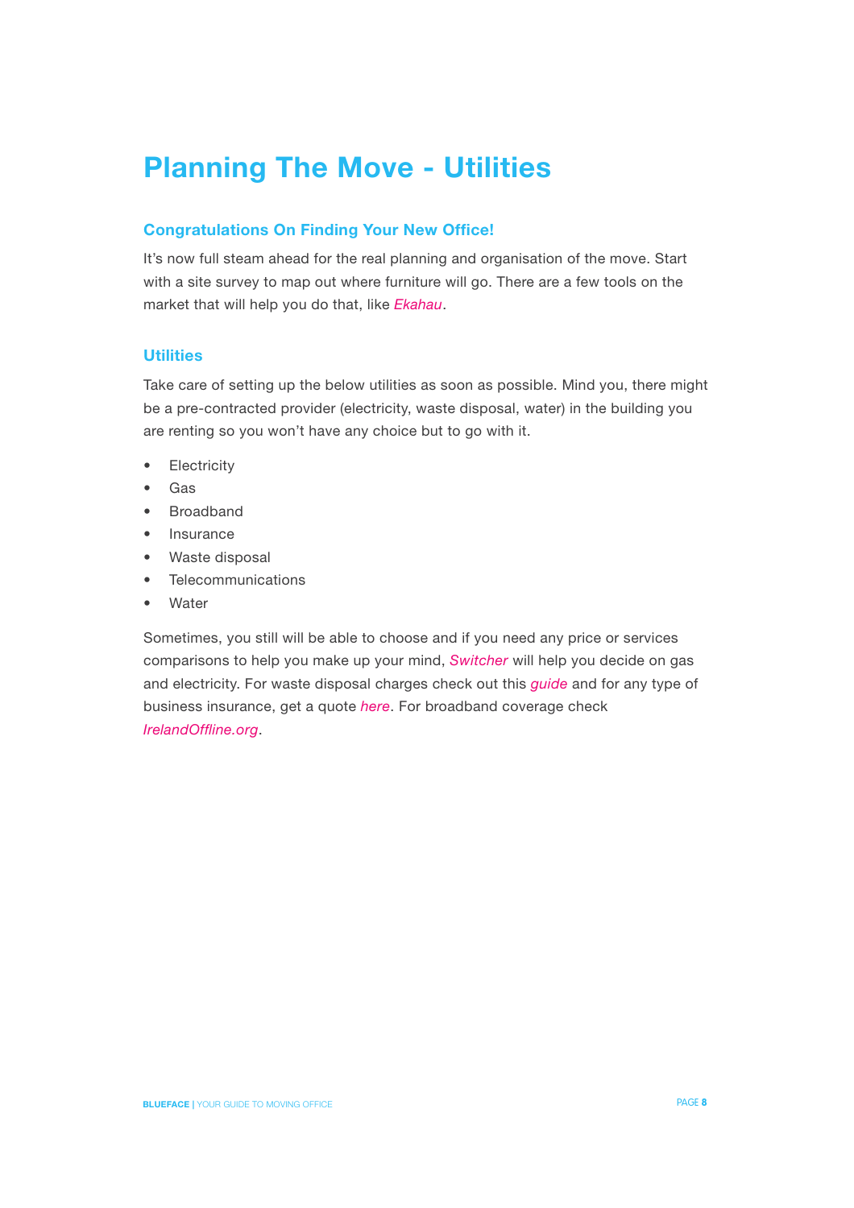# Planning The Move - Utilities

## Congratulations On Finding Your New Office!

It's now full steam ahead for the real planning and organisation of the move. Start with a site survey to map out where furniture will go. There are a few tools on the market that will help you do that, like *Ekahau*.

## Utilities

Take care of setting up the below utilities as soon as possible. Mind you, there might be a pre-contracted provider (electricity, waste disposal, water) in the building you are renting so you won't have any choice but to go with it.

- Electricity
- Gas
- Broadband
- Insurance
- Waste disposal
- Telecommunications
- Water

Sometimes, you still will be able to choose and if you need any price or services comparisons to help you make up your mind, *Switcher* will help you decide on gas and electricity. For waste disposal charges check out this *guide* and for any type of business insurance, get a quote *here*. For broadband coverage check *IrelandOffline.org*.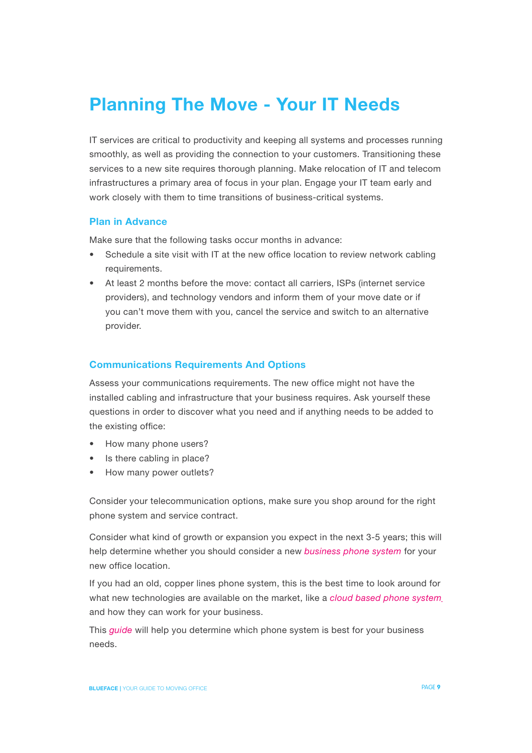# Planning The Move - Your IT Needs

IT services are critical to productivity and keeping all systems and processes running smoothly, as well as providing the connection to your customers. Transitioning these services to a new site requires thorough planning. Make relocation of IT and telecom infrastructures a primary area of focus in your plan. Engage your IT team early and work closely with them to time transitions of business-critical systems.

### Plan in Advance

Make sure that the following tasks occur months in advance:

- Schedule a site visit with IT at the new office location to review network cabling requirements.
- At least 2 months before the move: contact all carriers, ISPs (internet service providers), and technology vendors and inform them of your move date or if you can't move them with you, cancel the service and switch to an alternative provider.

### Communications Requirements And Options

Assess your communications requirements. The new office might not have the installed cabling and infrastructure that your business requires. Ask yourself these questions in order to discover what you need and if anything needs to be added to the existing office:

- How many phone users?
- Is there cabling in place?
- How many power outlets?

Consider your telecommunication options, make sure you shop around for the right phone system and service contract.

Consider what kind of growth or expansion you expect in the next 3-5 years; this will help determine whether you should consider a new *business phone system* for your new office location.

If you had an old, copper lines phone system, this is the best time to look around for what new technologies are available on the market, like a *cloud based phone system* and how they can work for your business.

This *guide* will help you determine which phone system is best for your business needs.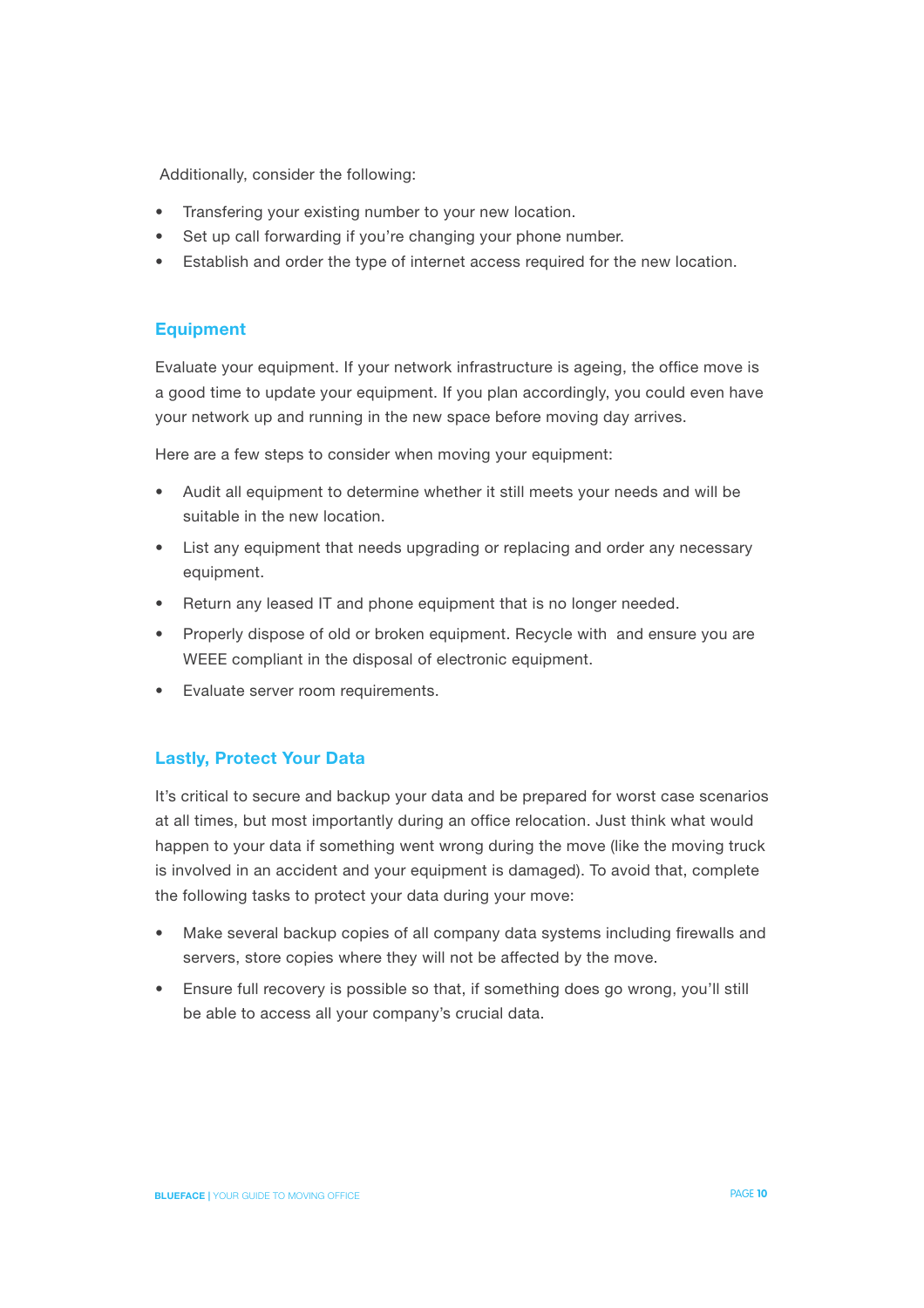Additionally, consider the following:

- Transfering your existing number to your new location.
- Set up call forwarding if you're changing your phone number.
- Establish and order the type of internet access required for the new location.

## Equipment

Evaluate your equipment. If your network infrastructure is ageing, the office move is a good time to update your equipment. If you plan accordingly, you could even have your network up and running in the new space before moving day arrives.

Here are a few steps to consider when moving your equipment:

- Audit all equipment to determine whether it still meets your needs and will be suitable in the new location.
- List any equipment that needs upgrading or replacing and order any necessary equipment.
- Return any leased IT and phone equipment that is no longer needed.
- Properly dispose of old or broken equipment. Recycle with  and ensure you are WEEE compliant in the disposal of electronic equipment.
- Evaluate server room requirements.

## Lastly, Protect Your Data

It's critical to secure and backup your data and be prepared for worst case scenarios at all times, but most importantly during an office relocation. Just think what would happen to your data if something went wrong during the move (like the moving truck is involved in an accident and your equipment is damaged). To avoid that, complete the following tasks to protect your data during your move:

- Make several backup copies of all company data systems including firewalls and servers, store copies where they will not be affected by the move.
- Ensure full recovery is possible so that, if something does go wrong, you'll still be able to access all your company's crucial data.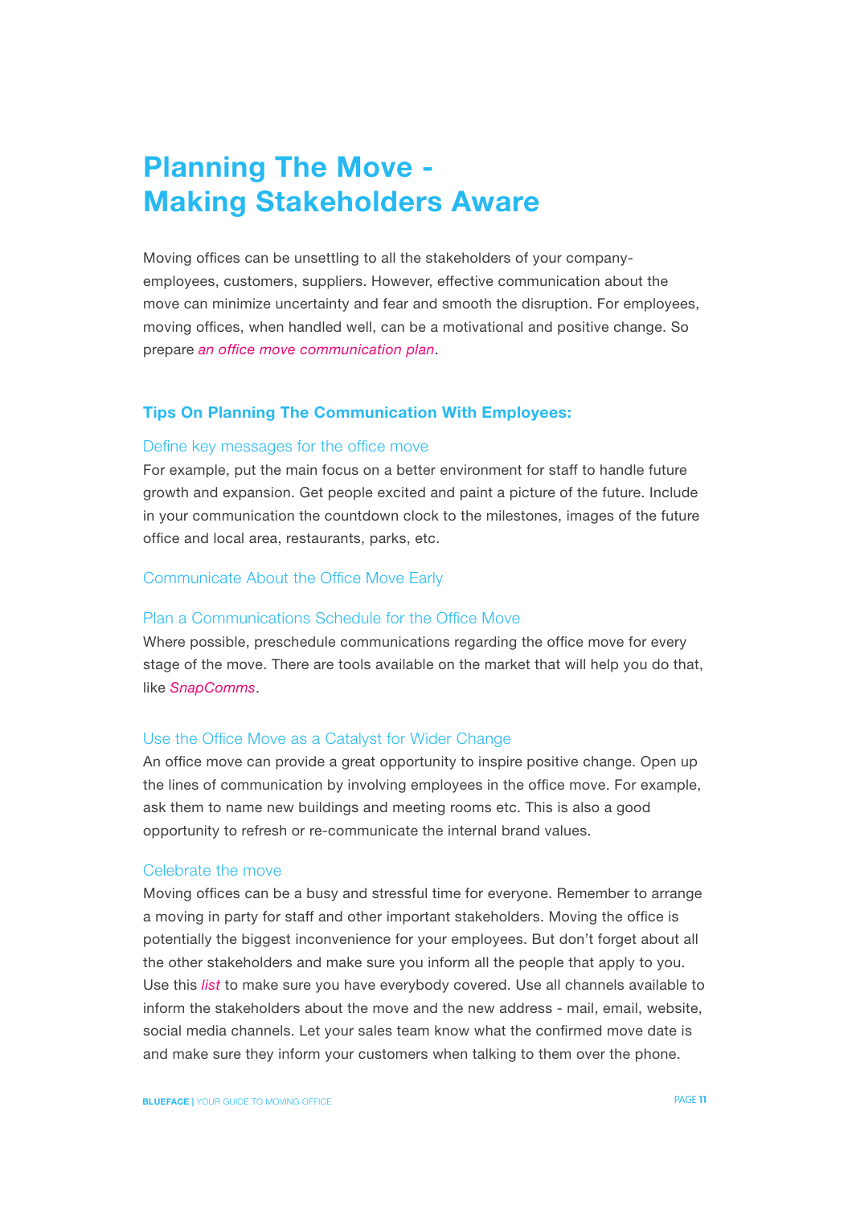# Planning The Move - Making Stakeholders Aware

Moving offices can be unsettling to all the stakeholders of your company- employees, customers, suppliers. However, effective communication about the move can minimize uncertainty and fear and smooth the disruption. For employees, moving offices, when handled well, can be a motivational and positive change. So prepare *an office move communication plan*.

## Tips On Planning The Communication With Employees:

### Define key messages for the office move

For example, put the main focus on a better environment for staff to handle future growth and expansion. Get people excited and paint a picture of the future. Include in your communication the countdown clock to the milestones, images of the future office and local area, restaurants, parks, etc.

### Communicate About the Office Move Early

### Plan a Communications Schedule for the Office Move

Where possible, preschedule communications regarding the office move for every stage of the move. There are tools available on the market that will help you do that, like *SnapComms*.

### Use the Office Move as a Catalyst for Wider Change

An office move can provide a great opportunity to inspire positive change. Open up the lines of communication by involving employees in the office move. For example, ask them to name new buildings and meeting rooms etc. This is also a good opportunity to refresh or re-communicate the internal brand values.

### Celebrate the move

Moving offices can be a busy and stressful time for everyone. Remember to arrange a moving in party for staff and other important stakeholders. Moving the office is potentially the biggest inconvenience for your employees. But don't forget about all the other stakeholders and make sure you inform all the people that apply to you. Use this *list* to make sure you have everybody covered. Use all channels available to inform the stakeholders about the move and the new address - mail, email, website, social media channels. Let your sales team know what the confirmed move date is and make sure they inform your customers when talking to them over the phone.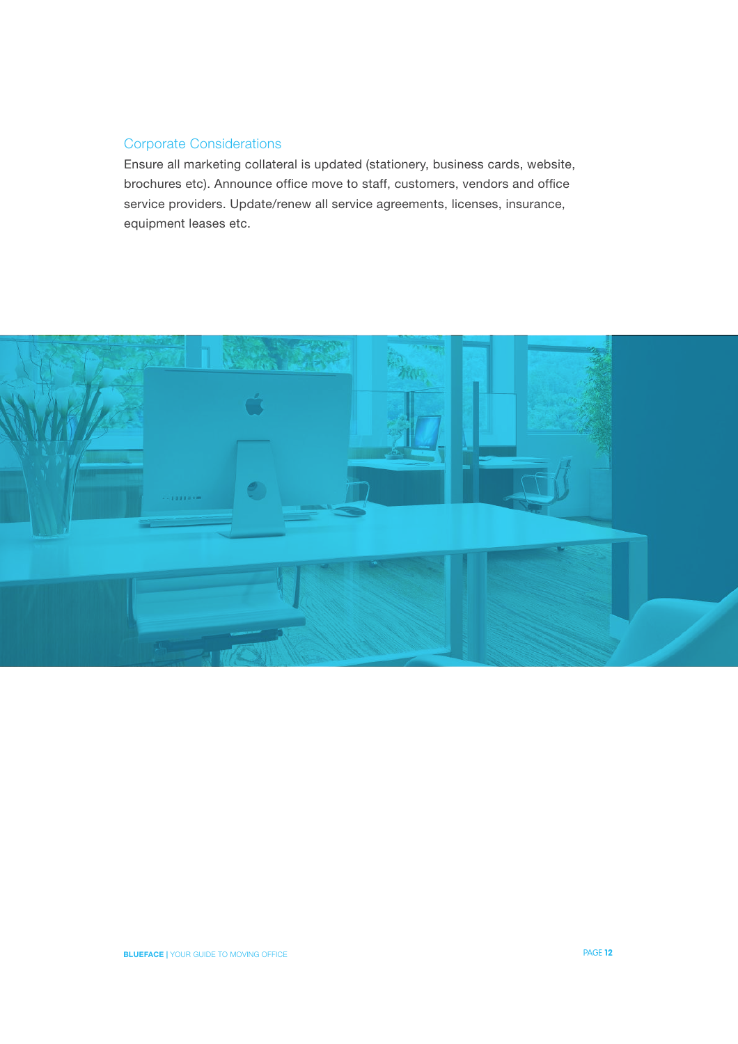## Corporate Considerations

Ensure all marketing collateral is updated (stationery, business cards, website, brochures etc). Announce office move to staff, customers, vendors and office service providers. Update/renew all service agreements, licenses, insurance, equipment leases etc.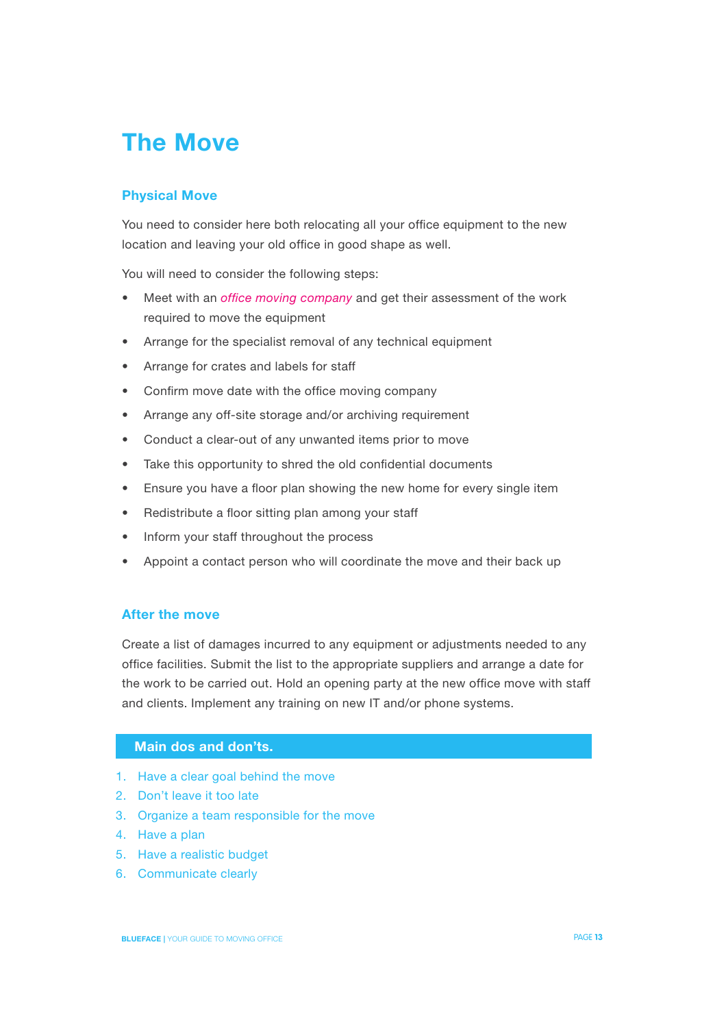# The Move

## Physical Move

You need to consider here both relocating all your office equipment to the new location and leaving your old office in good shape as well.

You will need to consider the following steps:

- Meet with an *office moving company* and get their assessment of the work required to move the equipment
- Arrange for the specialist removal of any technical equipment
- Arrange for crates and labels for staff
- Confirm move date with the office moving company
- Arrange any off-site storage and/or archiving requirement
- Conduct a clear-out of any unwanted items prior to move
- Take this opportunity to shred the old confidential documents
- Ensure you have a floor plan showing the new home for every single item
- Redistribute a floor sitting plan among your staff
- Inform your staff throughout the process
- Appoint a contact person who will coordinate the move and their back up

## After the move

Create a list of damages incurred to any equipment or adjustments needed to any office facilities. Submit the list to the appropriate suppliers and arrange a date for the work to be carried out. Hold an opening party at the new office move with staff and clients. Implement any training on new IT and/or phone systems.

### Main dos and don'ts.

1. Have a clear goal behind the move
2. Don't leave it too late
3. Organize a team responsible for the move
4. Have a plan
5. Have a realistic budget
6. Communicate clearly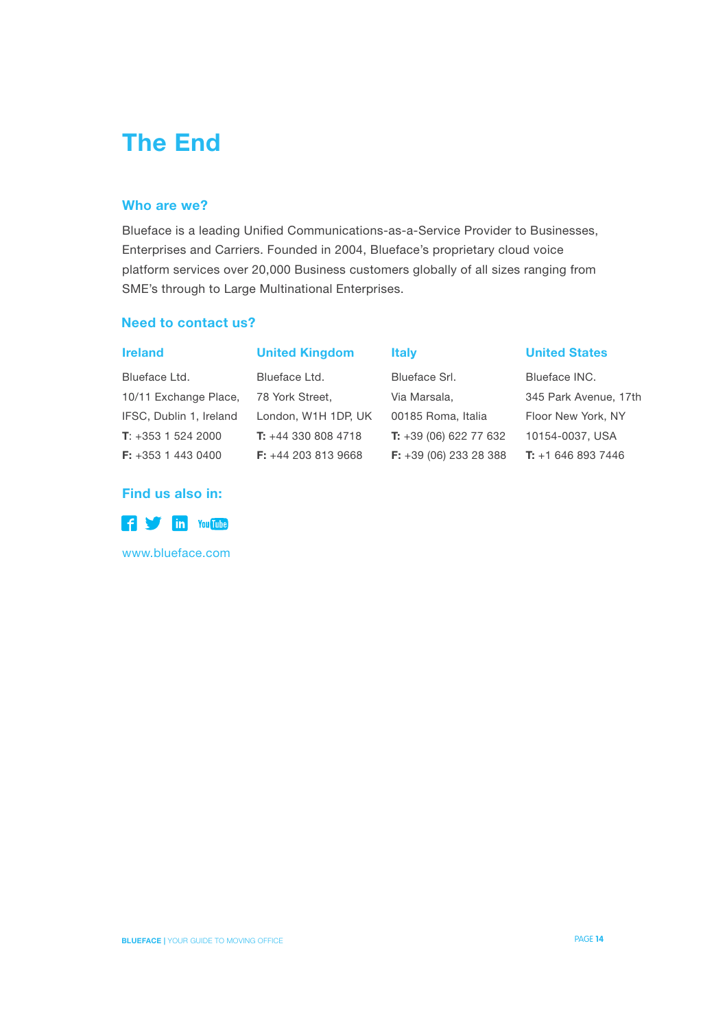# The End

## Who are we?

Blueface is a leading Unified Communications-as-a-Service Provider to Businesses, Enterprises and Carriers. Founded in 2004, Blueface's proprietary cloud voice platform services over 20,000 Business customers globally of all sizes ranging from SME's through to Large Multinational Enterprises.

## Need to contact us?

### Ireland

Blueface Ltd.
10/11 Exchange Place,
IFSC, Dublin 1, Ireland
**T**: +353 1 524 2000
**F:** +353 1 443 0400

### United Kingdom

Blueface Ltd.
78 York Street,
London, W1H 1DP, UK
**T:** +44 330 808 4718
**F:** +44 203 813 9668

### Italy

Blueface Srl.
Via Marsala,
00185 Roma, Italia
**T:** +39 (06) 622 77 632
**F:** +39 (06) 233 28 388

### United States

Blueface INC.
345 Park Avenue, 17th
Floor New York, NY
10154-0037, USA
**T:** +1 646 893 7446

## Find us also in:

www.blueface.com